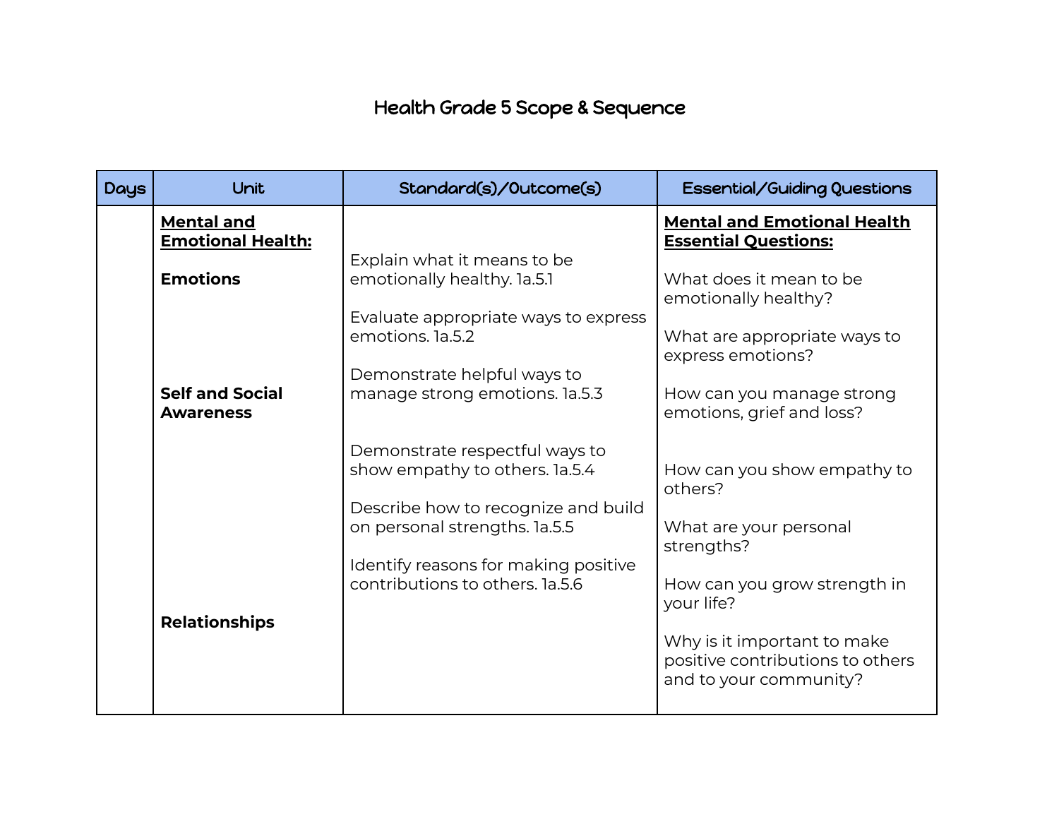# Health Grade 5 Scope & Sequence

| Days | Unit | Standard(s)/Outcome(s) | Essential/Guiding Questions |
|---|---|---|---|
| | **Mental and Emotional Health:**<br><br>**Emotions**<br><br><br><br><br>**Self and Social Awareness**<br><br><br><br><br><br><br><br><br>**Relationships** | Explain what it means to be emotionally healthy. 1a.5.1<br><br>Evaluate appropriate ways to express emotions. 1a.5.2<br><br>Demonstrate helpful ways to manage strong emotions. 1a.5.3<br><br>Demonstrate respectful ways to show empathy to others. 1a.5.4<br><br>Describe how to recognize and build on personal strengths. 1a.5.5<br><br>Identify reasons for making positive contributions to others. 1a.5.6 | **Mental and Emotional Health Essential Questions:**<br><br>What does it mean to be emotionally healthy?<br><br>What are appropriate ways to express emotions?<br><br>How can you manage strong emotions, grief and loss?<br><br>How can you show empathy to others?<br><br>What are your personal strengths?<br><br>How can you grow strength in your life?<br><br>Why is it important to make positive contributions to others and to your community? |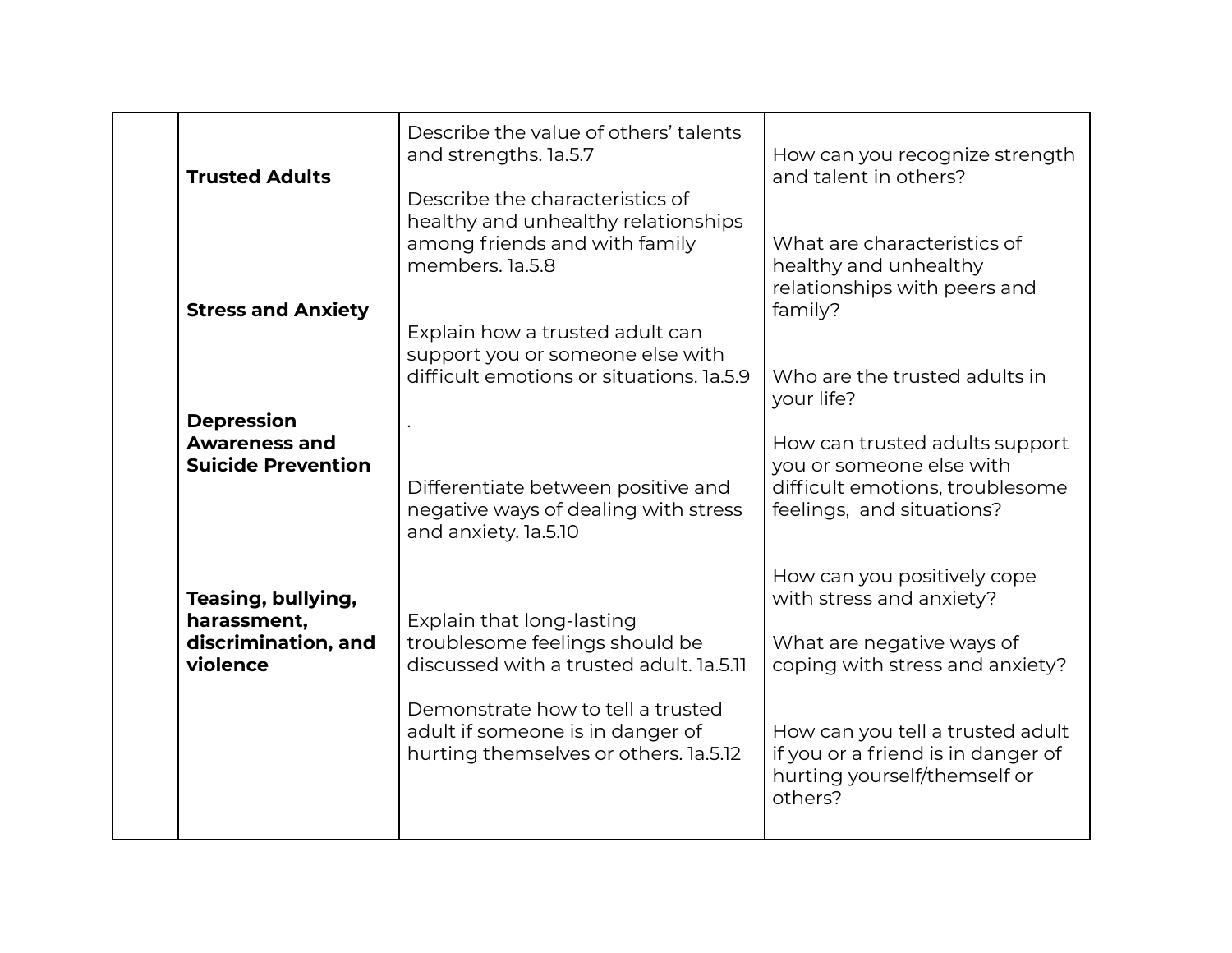| | | | |
|---|---|---|---|
| | **Trusted Adults**<br><br>**Stress and Anxiety**<br><br>**Depression Awareness and Suicide Prevention**<br><br>**Teasing, bullying, harassment, discrimination, and violence** | Describe the value of others' talents and strengths. 1a.5.7<br><br>Describe the characteristics of healthy and unhealthy relationships among friends and with family members. 1a.5.8<br><br>Explain how a trusted adult can support you or someone else with difficult emotions or situations. 1a.5.9<br><br>.<br><br>Differentiate between positive and negative ways of dealing with stress and anxiety. 1a.5.10<br><br>Explain that long-lasting troublesome feelings should be discussed with a trusted adult. 1a.5.11<br><br>Demonstrate how to tell a trusted adult if someone is in danger of hurting themselves or others. 1a.5.12 | How can you recognize strength and talent in others?<br><br>What are characteristics of healthy and unhealthy relationships with peers and family?<br><br>Who are the trusted adults in your life?<br><br>How can trusted adults support you or someone else with difficult emotions, troublesome feelings, and situations?<br><br>How can you positively cope with stress and anxiety?<br><br>What are negative ways of coping with stress and anxiety?<br><br>How can you tell a trusted adult if you or a friend is in danger of hurting yourself/themself or others? |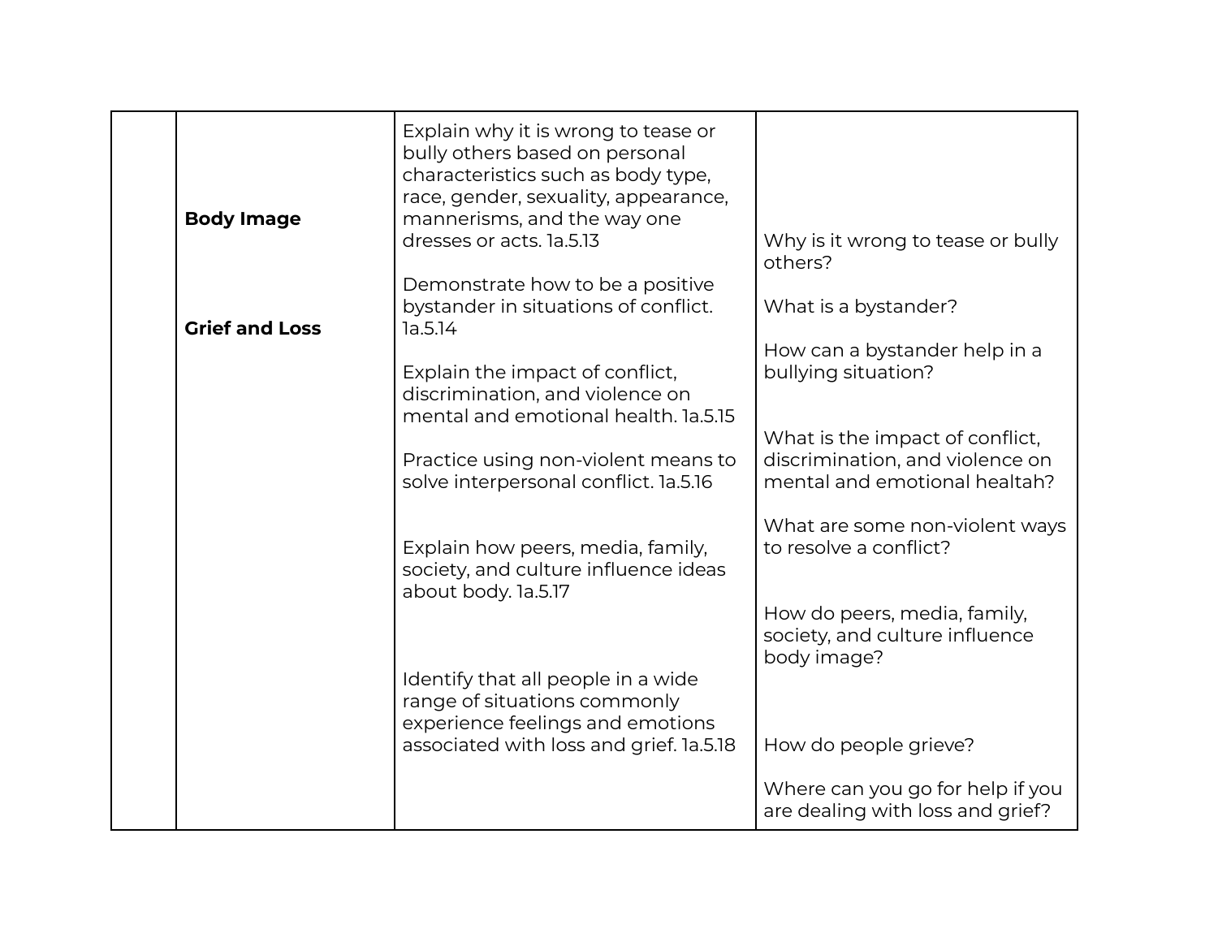| | | | |
|---|---|---|---|
| | **Body Image**<br><br>**Grief and Loss** | Explain why it is wrong to tease or bully others based on personal characteristics such as body type, race, gender, sexuality, appearance, mannerisms, and the way one dresses or acts. 1a.5.13<br><br>Demonstrate how to be a positive bystander in situations of conflict. 1a.5.14<br><br>Explain the impact of conflict, discrimination, and violence on mental and emotional health. 1a.5.15<br><br>Practice using non-violent means to solve interpersonal conflict. 1a.5.16<br><br>Explain how peers, media, family, society, and culture influence ideas about body. 1a.5.17<br><br>Identify that all people in a wide range of situations commonly experience feelings and emotions associated with loss and grief. 1a.5.18 | Why is it wrong to tease or bully others?<br><br>What is a bystander?<br><br>How can a bystander help in a bullying situation?<br><br>What is the impact of conflict, discrimination, and violence on mental and emotional healtah?<br><br>What are some non-violent ways to resolve a conflict?<br><br>How do peers, media, family, society, and culture influence body image?<br><br>How do people grieve?<br><br>Where can you go for help if you are dealing with loss and grief? |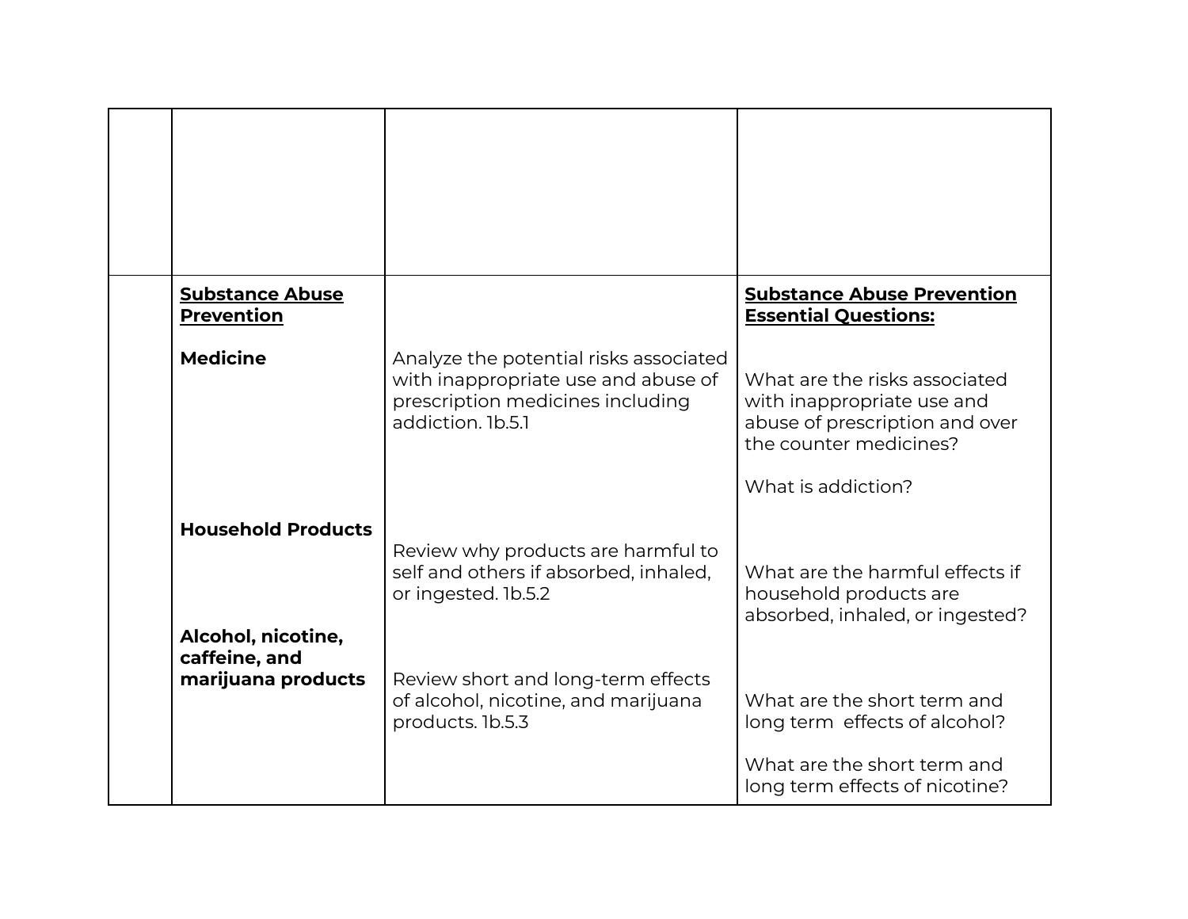| | | | |
|---|---|---|---|
| | | | |
| | **Substance Abuse Prevention** | | **Substance Abuse Prevention Essential Questions:** |
| | **Medicine** | Analyze the potential risks associated with inappropriate use and abuse of prescription medicines including addiction. 1b.5.1 | What are the risks associated with inappropriate use and abuse of prescription and over the counter medicines?<br><br>What is addiction? |
| | **Household Products** | Review why products are harmful to self and others if absorbed, inhaled, or ingested. 1b.5.2 | What are the harmful effects if household products are absorbed, inhaled, or ingested? |
| | **Alcohol, nicotine, caffeine, and marijuana products** | Review short and long-term effects of alcohol, nicotine, and marijuana products. 1b.5.3 | What are the short term and long term effects of alcohol?<br><br>What are the short term and long term effects of nicotine? |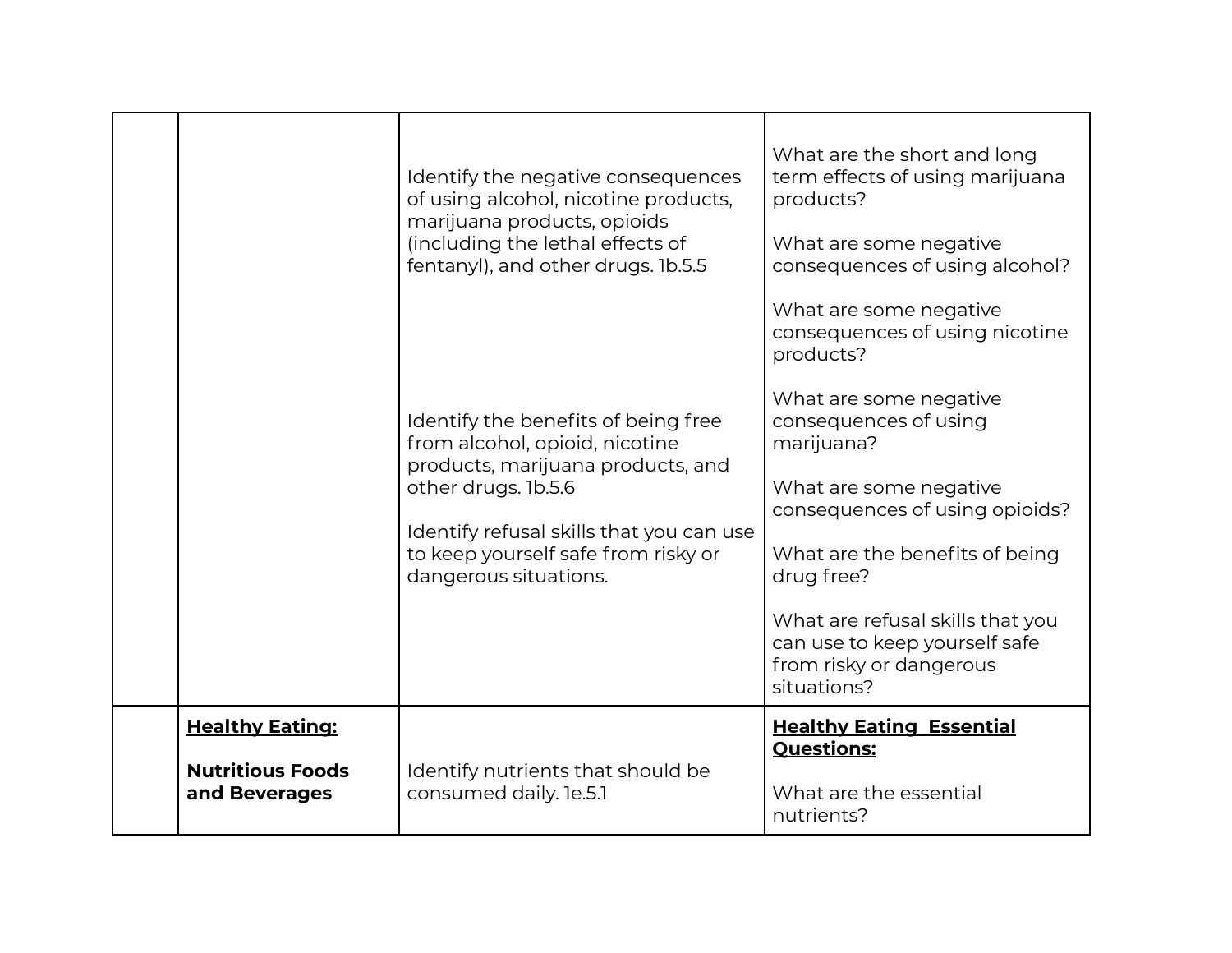| | | | |
|---|---|---|---|
| | | Identify the negative consequences of using alcohol, nicotine products, marijuana products, opioids (including the lethal effects of fentanyl), and other drugs. 1b.5.5<br><br>Identify the benefits of being free from alcohol, opioid, nicotine products, marijuana products, and other drugs. 1b.5.6<br><br>Identify refusal skills that you can use to keep yourself safe from risky or dangerous situations. | What are the short and long term effects of using marijuana products?<br><br>What are some negative consequences of using alcohol?<br><br>What are some negative consequences of using nicotine products?<br><br>What are some negative consequences of using marijuana?<br><br>What are some negative consequences of using opioids?<br><br>What are the benefits of being drug free?<br><br>What are refusal skills that you can use to keep yourself safe from risky or dangerous situations? |
| | **Healthy Eating:**<br><br>**Nutritious Foods and Beverages** | Identify nutrients that should be consumed daily. 1e.5.1 | **Healthy Eating Essential Questions:**<br><br>What are the essential nutrients? |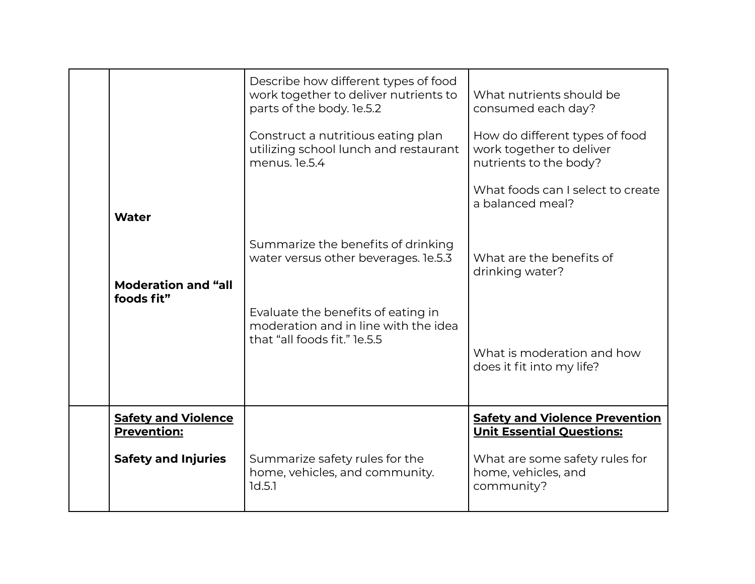| | | | |
|---|---|---|---|
| | | Describe how different types of food work together to deliver nutrients to parts of the body. 1e.5.2<br><br>Construct a nutritious eating plan utilizing school lunch and restaurant menus. 1e.5.4 | What nutrients should be consumed each day?<br><br>How do different types of food work together to deliver nutrients to the body?<br><br>What foods can I select to create a balanced meal? |
| | **Water** | Summarize the benefits of drinking water versus other beverages. 1e.5.3 | What are the benefits of drinking water? |
| | **Moderation and "all foods fit"** | Evaluate the benefits of eating in moderation and in line with the idea that "all foods fit." 1e.5.5 | What is moderation and how does it fit into my life? |
| | **Safety and Violence Prevention:**<br><br>**Safety and Injuries** | Summarize safety rules for the home, vehicles, and community. 1d.5.1 | **Safety and Violence Prevention Unit Essential Questions:**<br><br>What are some safety rules for home, vehicles, and community? |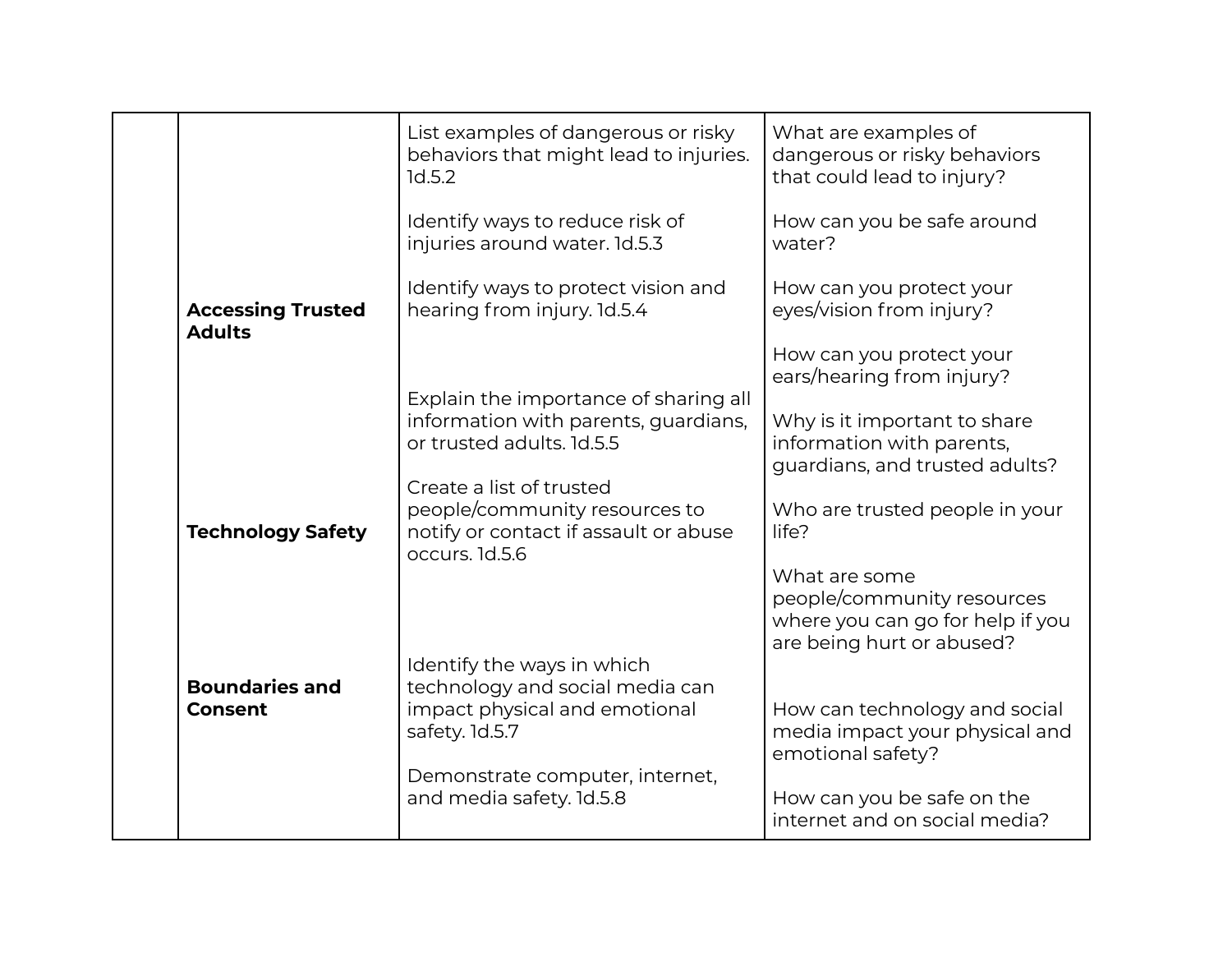| | | | |
|---|---|---|---|
| | | List examples of dangerous or risky behaviors that might lead to injuries. 1d.5.2 | What are examples of dangerous or risky behaviors that could lead to injury? |
| | | Identify ways to reduce risk of injuries around water. 1d.5.3 | How can you be safe around water? |
| | **Accessing Trusted Adults** | Identify ways to protect vision and hearing from injury. 1d.5.4 | How can you protect your eyes/vision from injury?<br><br>How can you protect your ears/hearing from injury? |
| | | Explain the importance of sharing all information with parents, guardians, or trusted adults. 1d.5.5 | Why is it important to share information with parents, guardians, and trusted adults? |
| | **Technology Safety** | Create a list of trusted people/community resources to notify or contact if assault or abuse occurs. 1d.5.6 | Who are trusted people in your life?<br><br>What are some people/community resources where you can go for help if you are being hurt or abused? |
| | **Boundaries and Consent** | Identify the ways in which technology and social media can impact physical and emotional safety. 1d.5.7 | How can technology and social media impact your physical and emotional safety? |
| | | Demonstrate computer, internet, and media safety. 1d.5.8 | How can you be safe on the internet and on social media? |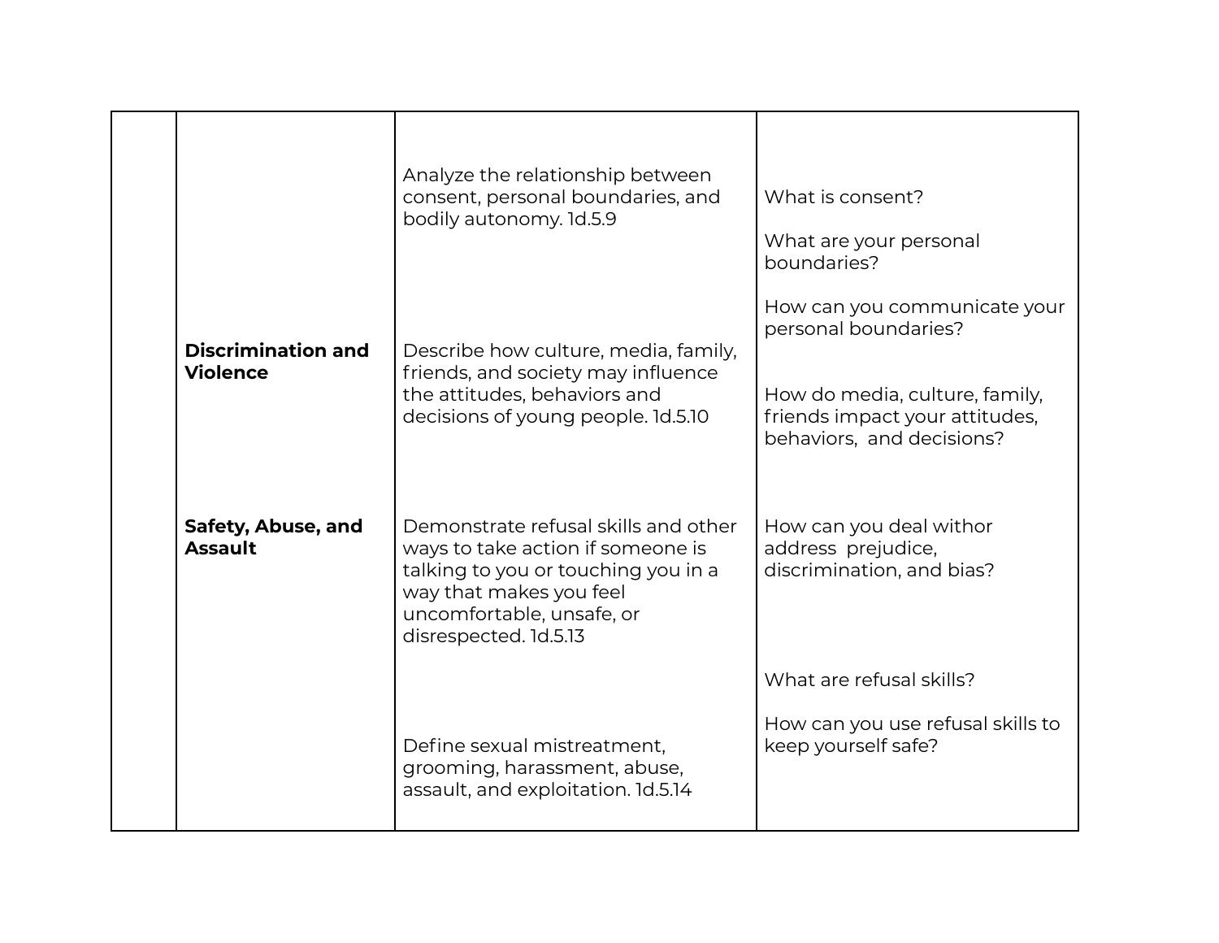| | | | |
|---|---|---|---|
| | | Analyze the relationship between consent, personal boundaries, and bodily autonomy. 1d.5.9 | What is consent?<br><br>What are your personal boundaries?<br><br>How can you communicate your personal boundaries? |
| | **Discrimination and Violence** | Describe how culture, media, family, friends, and society may influence the attitudes, behaviors and decisions of young people. 1d.5.10 | How do media, culture, family, friends impact your attitudes, behaviors, and decisions? |
| | **Safety, Abuse, and Assault** | Demonstrate refusal skills and other ways to take action if someone is talking to you or touching you in a way that makes you feel uncomfortable, unsafe, or disrespected. 1d.5.13 | How can you deal withor address prejudice, discrimination, and bias? |
| | | Define sexual mistreatment, grooming, harassment, abuse, assault, and exploitation. 1d.5.14 | What are refusal skills?<br><br>How can you use refusal skills to keep yourself safe? |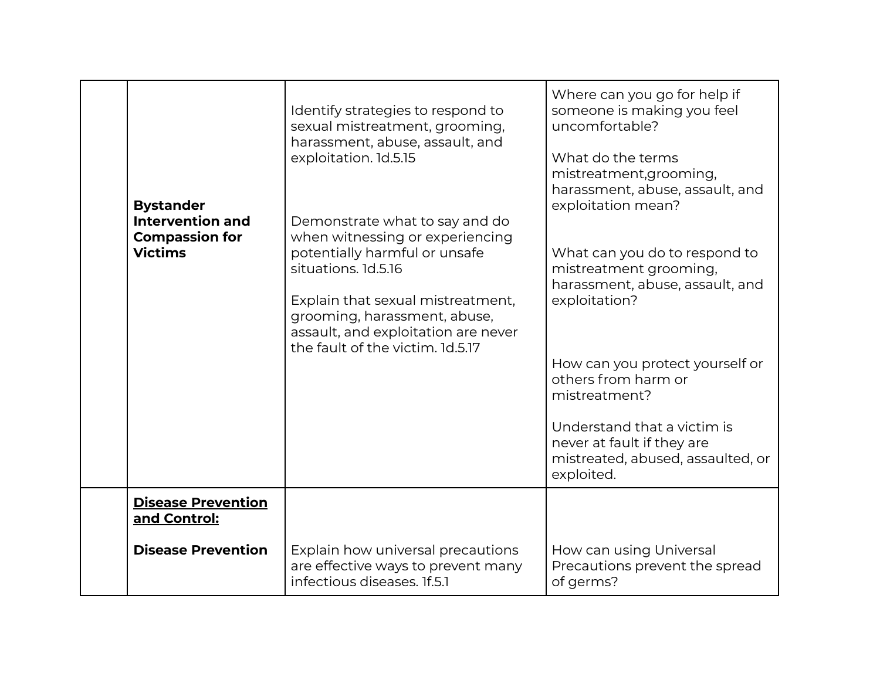| | | | |
|---|---|---|---|
| | **Bystander Intervention and Compassion for Victims** | Identify strategies to respond to sexual mistreatment, grooming, harassment, abuse, assault, and exploitation. 1d.5.15<br><br>Demonstrate what to say and do when witnessing or experiencing potentially harmful or unsafe situations. 1d.5.16<br><br>Explain that sexual mistreatment, grooming, harassment, abuse, assault, and exploitation are never the fault of the victim. 1d.5.17 | Where can you go for help if someone is making you feel uncomfortable?<br><br>What do the terms mistreatment,grooming, harassment, abuse, assault, and exploitation mean?<br><br>What can you do to respond to mistreatment grooming, harassment, abuse, assault, and exploitation?<br><br>How can you protect yourself or others from harm or mistreatment?<br><br>Understand that a victim is never at fault if they are mistreated, abused, assaulted, or exploited. |
| | <u>**Disease Prevention and Control:**</u><br><br>**Disease Prevention** | Explain how universal precautions are effective ways to prevent many infectious diseases. 1f.5.1 | How can using Universal Precautions prevent the spread of germs? |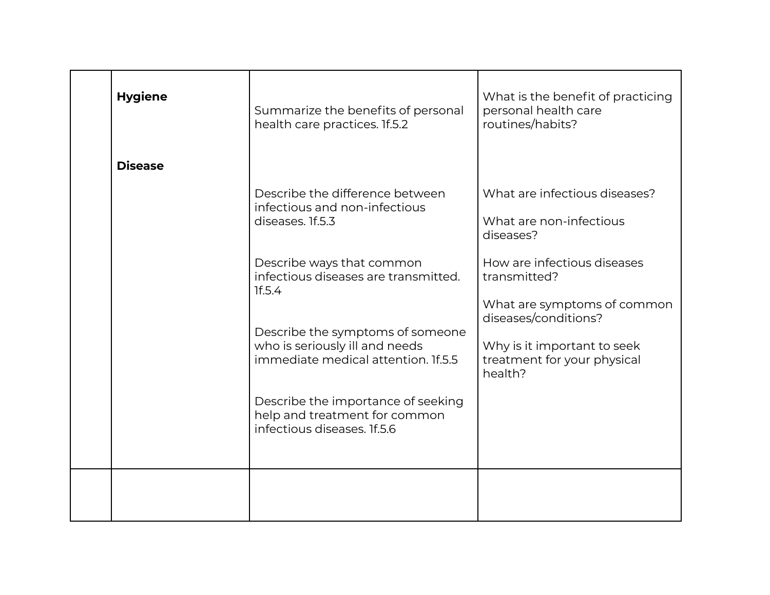| | | | |
|---|---|---|---|
| | **Hygiene** | Summarize the benefits of personal health care practices. 1f.5.2 | What is the benefit of practicing personal health care routines/habits? |
| | **Disease** | Describe the difference between infectious and non-infectious diseases. 1f.5.3<br><br>Describe ways that common infectious diseases are transmitted. 1f.5.4<br><br>Describe the symptoms of someone who is seriously ill and needs immediate medical attention. 1f.5.5<br><br>Describe the importance of seeking help and treatment for common infectious diseases. 1f.5.6 | What are infectious diseases?<br><br>What are non-infectious diseases?<br><br>How are infectious diseases transmitted?<br><br>What are symptoms of common diseases/conditions?<br><br>Why is it important to seek treatment for your physical health? |
| | | | |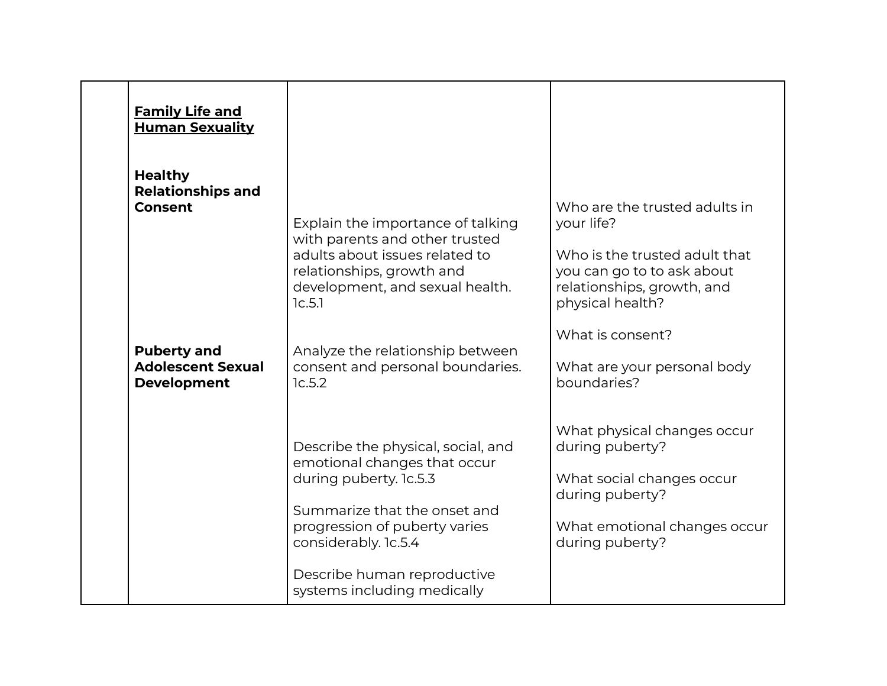| | | | |
|---|---|---|---|
| | <u>**Family Life and Human Sexuality**</u><br><br>**Healthy Relationships and Consent** | Explain the importance of talking with parents and other trusted adults about issues related to relationships, growth and development, and sexual health. 1c.5.1 | Who are the trusted adults in your life?<br><br>Who is the trusted adult that you can go to to ask about relationships, growth, and physical health? |
| | | Analyze the relationship between consent and personal boundaries. 1c.5.2 | What is consent?<br><br>What are your personal body boundaries? |
| | **Puberty and Adolescent Sexual Development** | Describe the physical, social, and emotional changes that occur during puberty. 1c.5.3<br><br>Summarize that the onset and progression of puberty varies considerably. 1c.5.4<br><br>Describe human reproductive systems including medically | What physical changes occur during puberty?<br><br>What social changes occur during puberty?<br><br>What emotional changes occur during puberty? |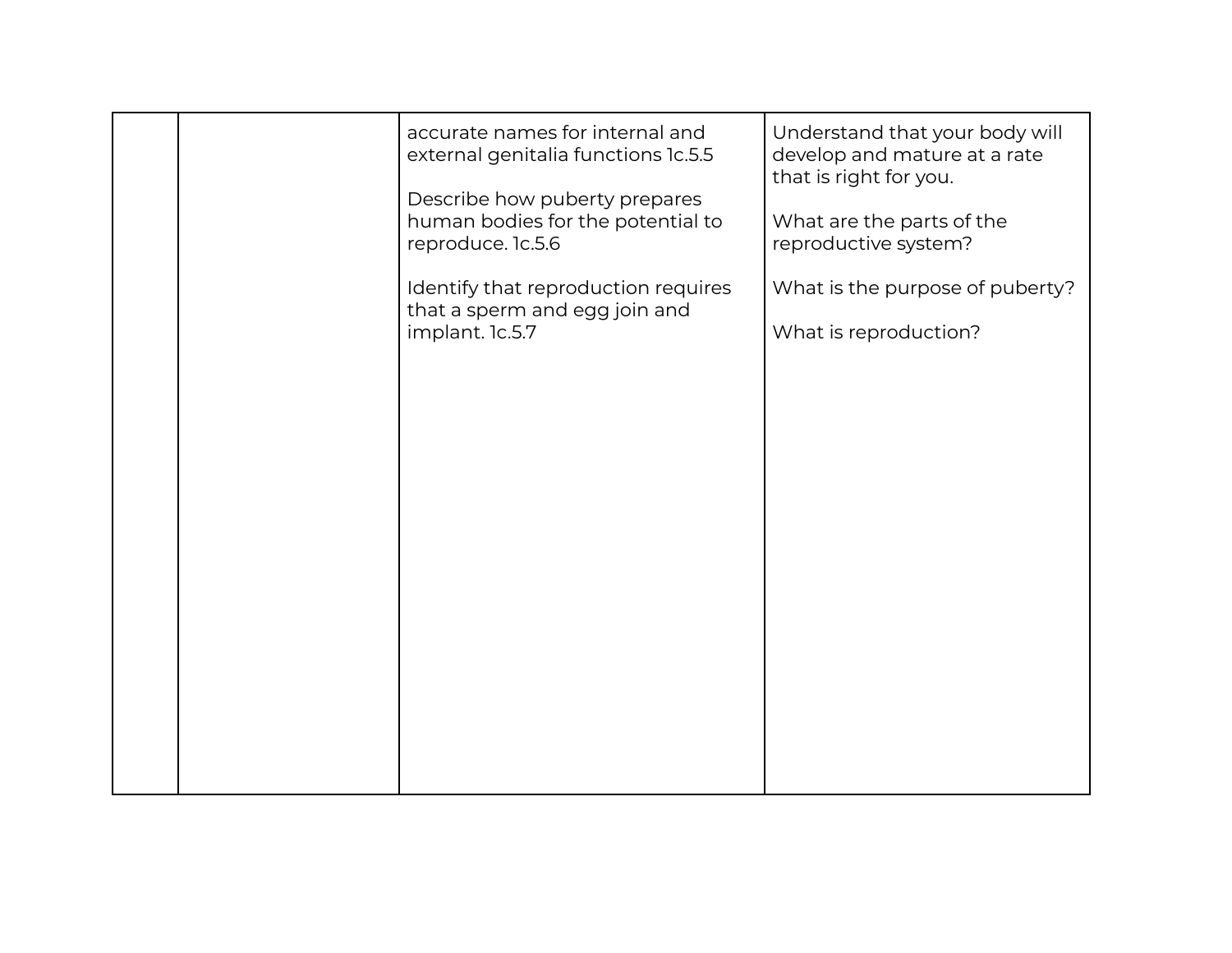|  |  |  |  |
|---|---|---|---|
|  |  | accurate names for internal and external genitalia functions 1c.5.5<br><br>Describe how puberty prepares human bodies for the potential to reproduce. 1c.5.6<br><br>Identify that reproduction requires that a sperm and egg join and implant. 1c.5.7 | Understand that your body will develop and mature at a rate that is right for you.<br><br>What are the parts of the reproductive system?<br><br>What is the purpose of puberty?<br><br>What is reproduction? |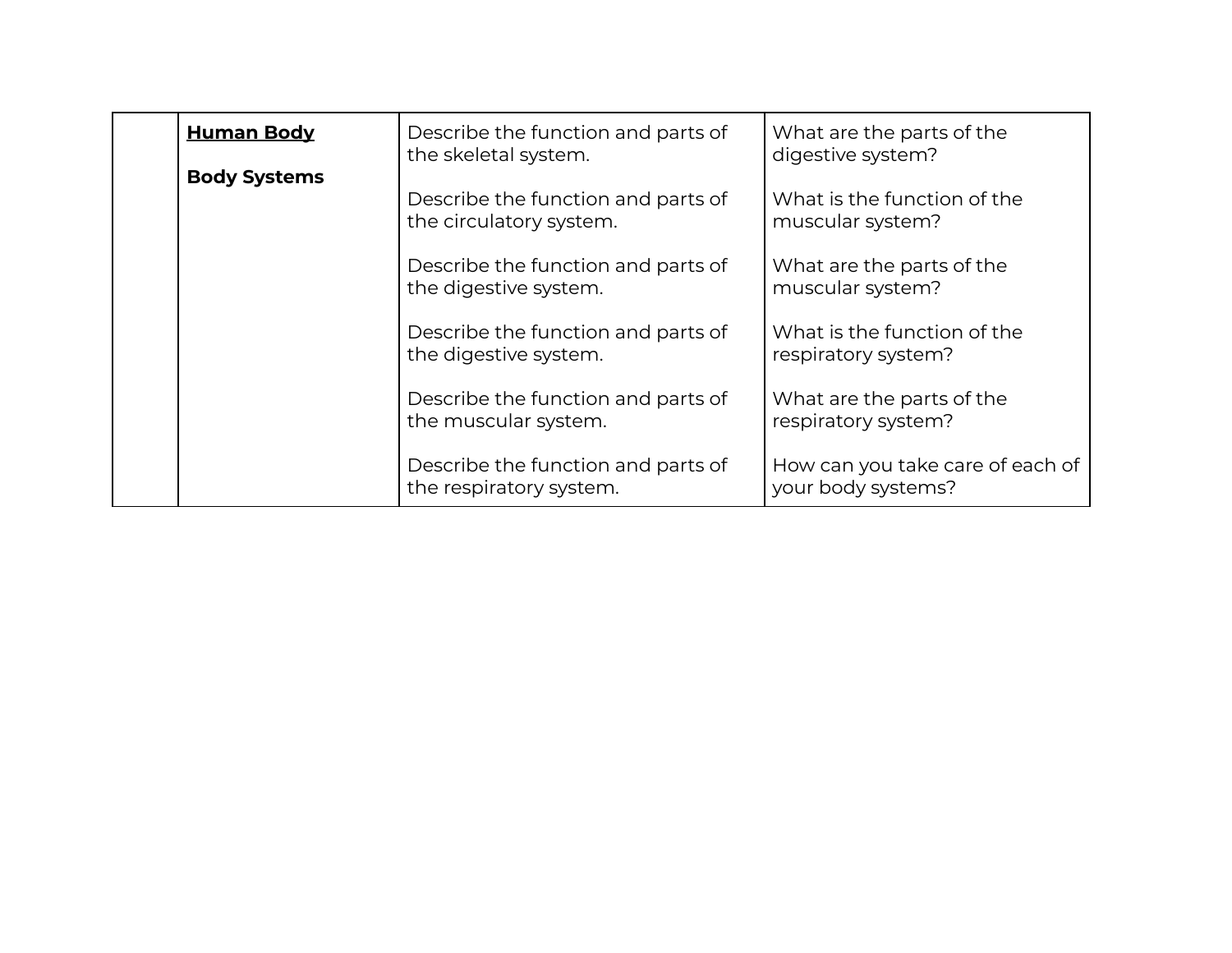| | | | |
|---|---|---|---|
| | **<u>Human Body</u>**<br><br>**Body Systems** | Describe the function and parts of the skeletal system.<br><br>Describe the function and parts of the circulatory system.<br><br>Describe the function and parts of the digestive system.<br><br>Describe the function and parts of the digestive system.<br><br>Describe the function and parts of the muscular system.<br><br>Describe the function and parts of the respiratory system. | What are the parts of the digestive system?<br><br>What is the function of the muscular system?<br><br>What are the parts of the muscular system?<br><br>What is the function of the respiratory system?<br><br>What are the parts of the respiratory system?<br><br>How can you take care of each of your body systems? |